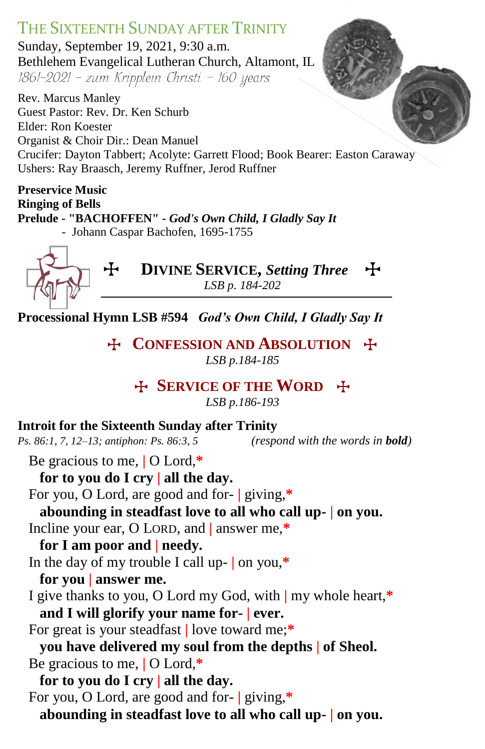# The Sixteenth Sunday after Trinity

Sunday, September 19, 2021, 9:30 a.m.
Bethlehem Evangelical Lutheran Church, Altamont, IL
*1861-2021 – zum Kripplein Christi – 160 years*

Rev. Marcus Manley
Guest Pastor: Rev. Dr. Ken Schurb
Elder: Ron Koester
Organist & Choir Dir.: Dean Manuel
Crucifer: Dayton Tabbert; Acolyte: Garrett Flood; Book Bearer: Easton Caraway
Ushers: Ray Braasch, Jeremy Ruffner, Jerod Ruffner

**Preservice Music**
**Ringing of Bells**
**Prelude - "BACHOFFEN" -** ***God's Own Child, I Gladly Say It***
- Johann Caspar Bachofen, 1695-1755

## ✠ Divine Service, *Setting Three* ✠

*LSB p. 184-202*

**Processional Hymn LSB #594** ***God's Own Child, I Gladly Say It***

## ✠ Confession and Absolution ✠

*LSB p.184-185*

## ✠ Service of the Word ✠

*LSB p.186-193*

**Introit for the Sixteenth Sunday after Trinity**
*Ps. 86:1, 7, 12–13; antiphon: Ps. 86:3, 5* (*respond with the words in* **bold**)

Be gracious to me, | O Lord,*
**for to you do I cry | all the day.**
For you, O Lord, are good and for- | giving,*
**abounding in steadfast love to all who call up- | on you.**
Incline your ear, O LORD, and | answer me,*
**for I am poor and | needy.**
In the day of my trouble I call up- | on you,*
**for you | answer me.**
I give thanks to you, O Lord my God, with | my whole heart,*
**and I will glorify your name for- | ever.**
For great is your steadfast | love toward me;*
**you have delivered my soul from the depths | of Sheol.**
Be gracious to me, | O Lord,*
**for to you do I cry | all the day.**
For you, O Lord, are good and for- | giving,*
**abounding in steadfast love to all who call up- | on you.**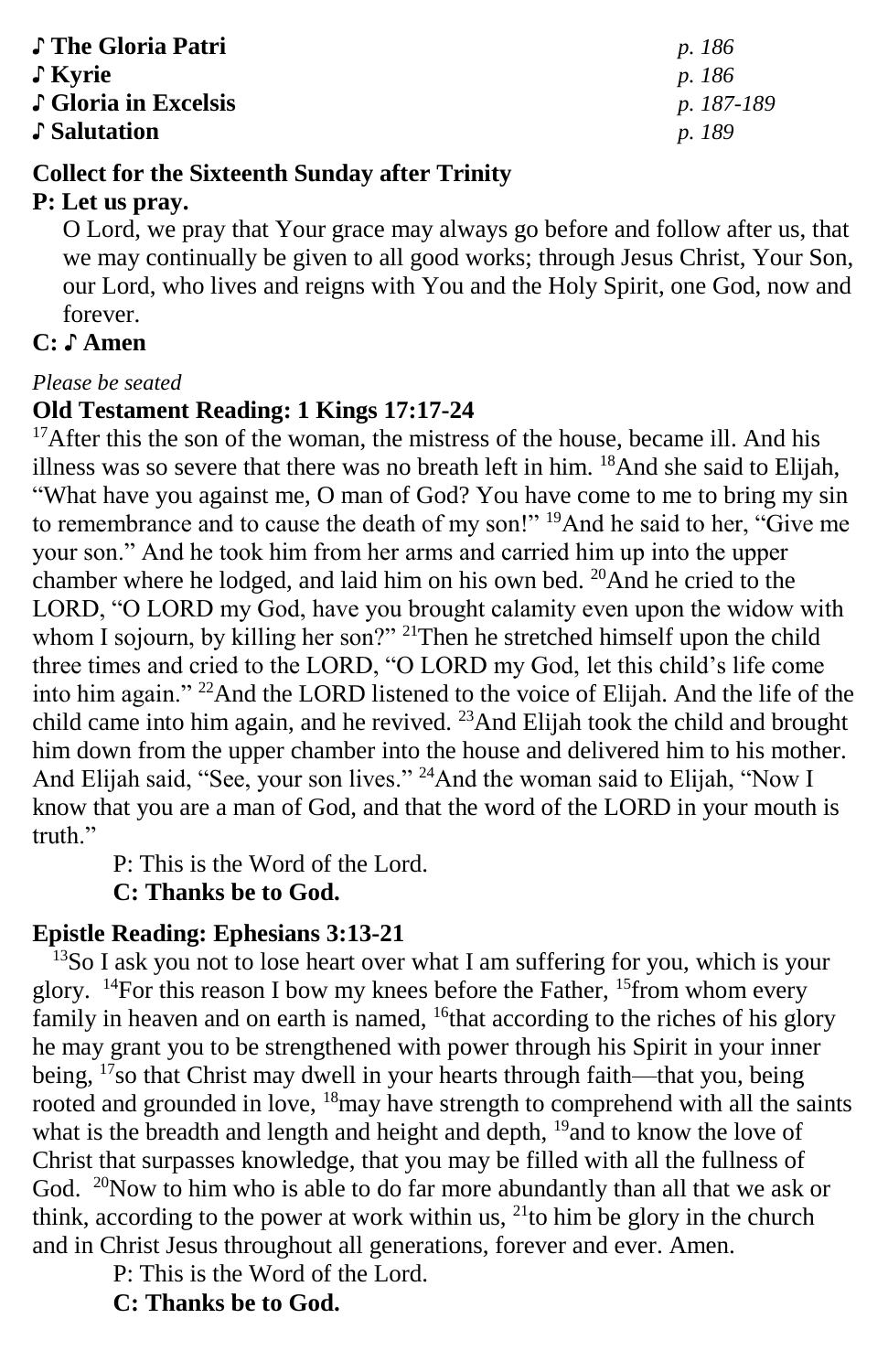♪ **The Gloria Patri** *p. 186*
♪ **Kyrie** *p. 186*
♪ **Gloria in Excelsis** *p. 187-189*
♪ **Salutation** *p. 189*

**Collect for the Sixteenth Sunday after Trinity**

**P: Let us pray.**

O Lord, we pray that Your grace may always go before and follow after us, that we may continually be given to all good works; through Jesus Christ, Your Son, our Lord, who lives and reigns with You and the Holy Spirit, one God, now and forever.

**C: ♪ Amen**

*Please be seated*

**Old Testament Reading: 1 Kings 17:17-24**

[17]After this the son of the woman, the mistress of the house, became ill. And his illness was so severe that there was no breath left in him. [18]And she said to Elijah, "What have you against me, O man of God? You have come to me to bring my sin to remembrance and to cause the death of my son!" [19]And he said to her, "Give me your son." And he took him from her arms and carried him up into the upper chamber where he lodged, and laid him on his own bed. [20]And he cried to the LORD, "O LORD my God, have you brought calamity even upon the widow with whom I sojourn, by killing her son?" [21]Then he stretched himself upon the child three times and cried to the LORD, "O LORD my God, let this child's life come into him again." [22]And the LORD listened to the voice of Elijah. And the life of the child came into him again, and he revived. [23]And Elijah took the child and brought him down from the upper chamber into the house and delivered him to his mother. And Elijah said, "See, your son lives." [24]And the woman said to Elijah, "Now I know that you are a man of God, and that the word of the LORD in your mouth is truth."

P: This is the Word of the Lord.
**C: Thanks be to God.**

**Epistle Reading: Ephesians 3:13-21**

[13]So I ask you not to lose heart over what I am suffering for you, which is your glory. [14]For this reason I bow my knees before the Father, [15]from whom every family in heaven and on earth is named, [16]that according to the riches of his glory he may grant you to be strengthened with power through his Spirit in your inner being, [17]so that Christ may dwell in your hearts through faith—that you, being rooted and grounded in love, [18]may have strength to comprehend with all the saints what is the breadth and length and height and depth, [19]and to know the love of Christ that surpasses knowledge, that you may be filled with all the fullness of God. [20]Now to him who is able to do far more abundantly than all that we ask or think, according to the power at work within us, [21]to him be glory in the church and in Christ Jesus throughout all generations, forever and ever. Amen.

P: This is the Word of the Lord.
**C: Thanks be to God.**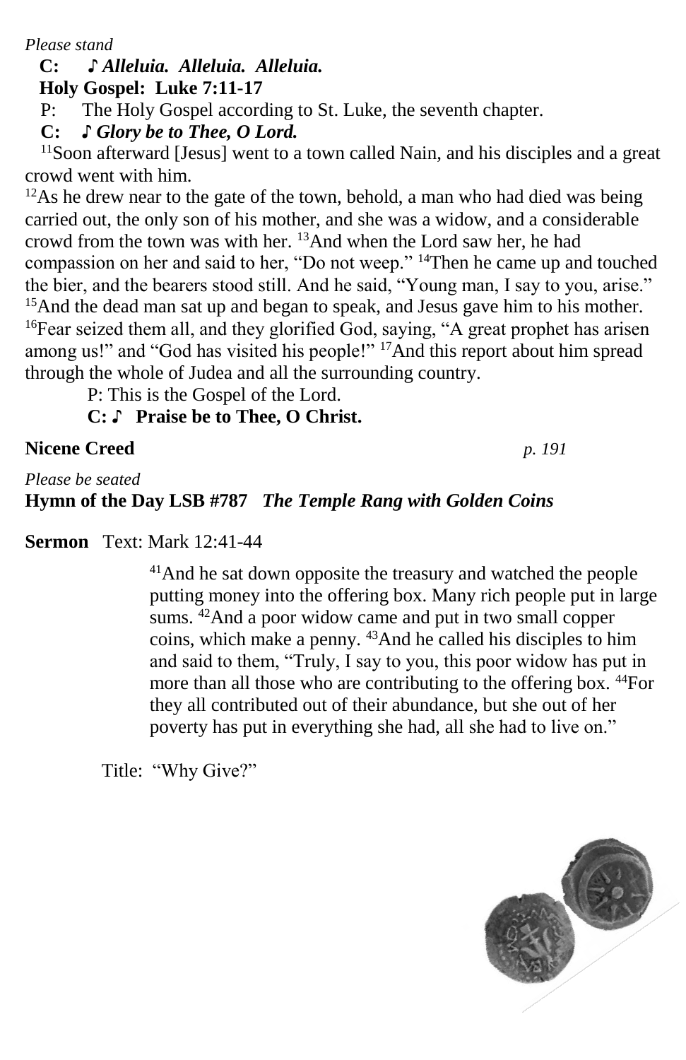*Please stand*

**C: ♪ *Alleluia. Alleluia. Alleluia.***

**Holy Gospel: Luke 7:11-17**

P: The Holy Gospel according to St. Luke, the seventh chapter.

**C: ♪ *Glory be to Thee, O Lord.***

[11]Soon afterward [Jesus] went to a town called Nain, and his disciples and a great crowd went with him.

[12]As he drew near to the gate of the town, behold, a man who had died was being carried out, the only son of his mother, and she was a widow, and a considerable crowd from the town was with her. [13]And when the Lord saw her, he had compassion on her and said to her, "Do not weep." [14]Then he came up and touched the bier, and the bearers stood still. And he said, "Young man, I say to you, arise." [15]And the dead man sat up and began to speak, and Jesus gave him to his mother. [16]Fear seized them all, and they glorified God, saying, "A great prophet has arisen among us!" and "God has visited his people!" [17]And this report about him spread through the whole of Judea and all the surrounding country.

P: This is the Gospel of the Lord.

**C: ♪ Praise be to Thee, O Christ.**

**Nicene Creed** *p. 191*

*Please be seated*

**Hymn of the Day LSB #787** ***The Temple Rang with Golden Coins***

**Sermon** Text: Mark 12:41-44

> [41]And he sat down opposite the treasury and watched the people putting money into the offering box. Many rich people put in large sums. [42]And a poor widow came and put in two small copper coins, which make a penny. [43]And he called his disciples to him and said to them, "Truly, I say to you, this poor widow has put in more than all those who are contributing to the offering box. [44]For they all contributed out of their abundance, but she out of her poverty has put in everything she had, all she had to live on."

Title: "Why Give?"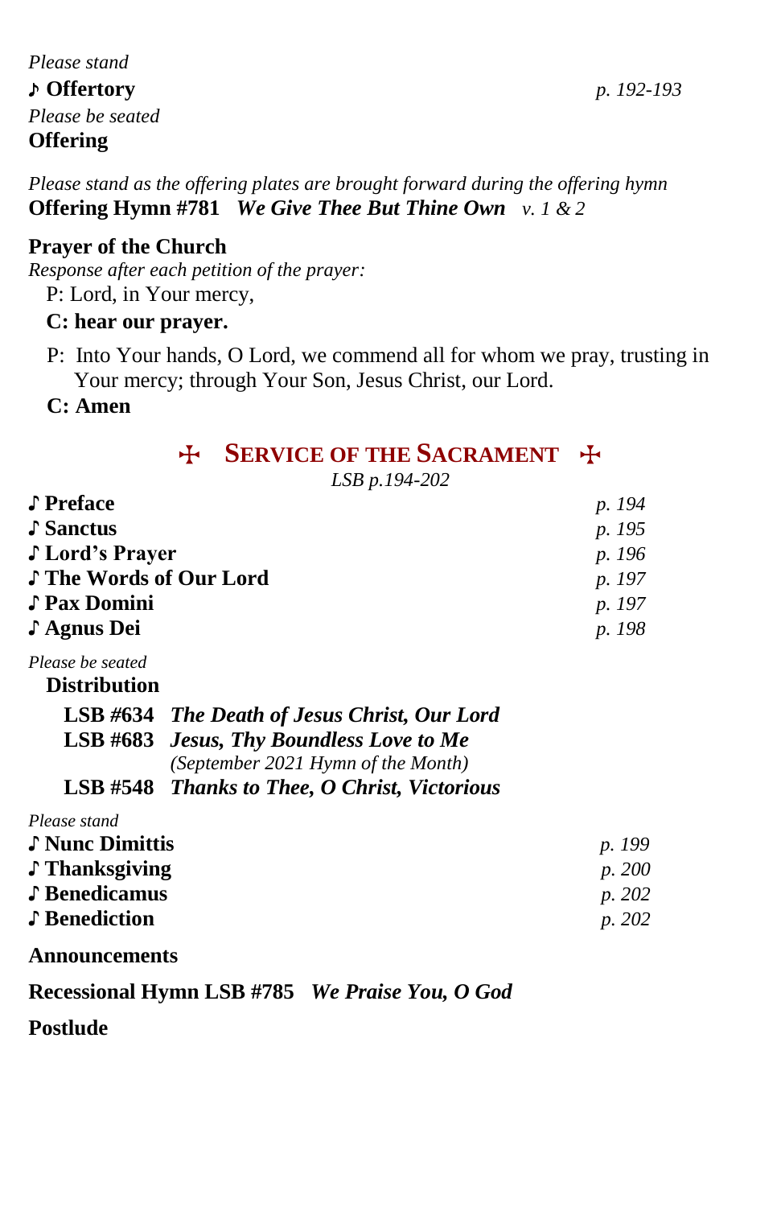*Please stand*

**♪ Offertory** *p. 192-193*

*Please be seated*

**Offering**

*Please stand as the offering plates are brought forward during the offering hymn*

**Offering Hymn #781** ***We Give Thee But Thine Own*** *v. 1 & 2*

**Prayer of the Church**

*Response after each petition of the prayer:*

P: Lord, in Your mercy,

**C: hear our prayer.**

P: Into Your hands, O Lord, we commend all for whom we pray, trusting in Your mercy; through Your Son, Jesus Christ, our Lord.

**C: Amen**

## ✠ Service of the Sacrament ✠

*LSB p.194-202*

**♪ Preface** *p. 194*

**♪ Sanctus** *p. 195*

**♪ Lord's Prayer** *p. 196*

**♪ The Words of Our Lord** *p. 197*

**♪ Pax Domini** *p. 197*

**♪ Agnus Dei** *p. 198*

*Please be seated*

**Distribution**

**LSB #634** ***The Death of Jesus Christ, Our Lord***

**LSB #683** ***Jesus, Thy Boundless Love to Me***
*(September 2021 Hymn of the Month)*

**LSB #548** ***Thanks to Thee, O Christ, Victorious***

*Please stand*

**♪ Nunc Dimittis** *p. 199*

**♪ Thanksgiving** *p. 200*

**♪ Benedicamus** *p. 202*

**♪ Benediction** *p. 202*

**Announcements**

**Recessional Hymn LSB #785** ***We Praise You, O God***

**Postlude**